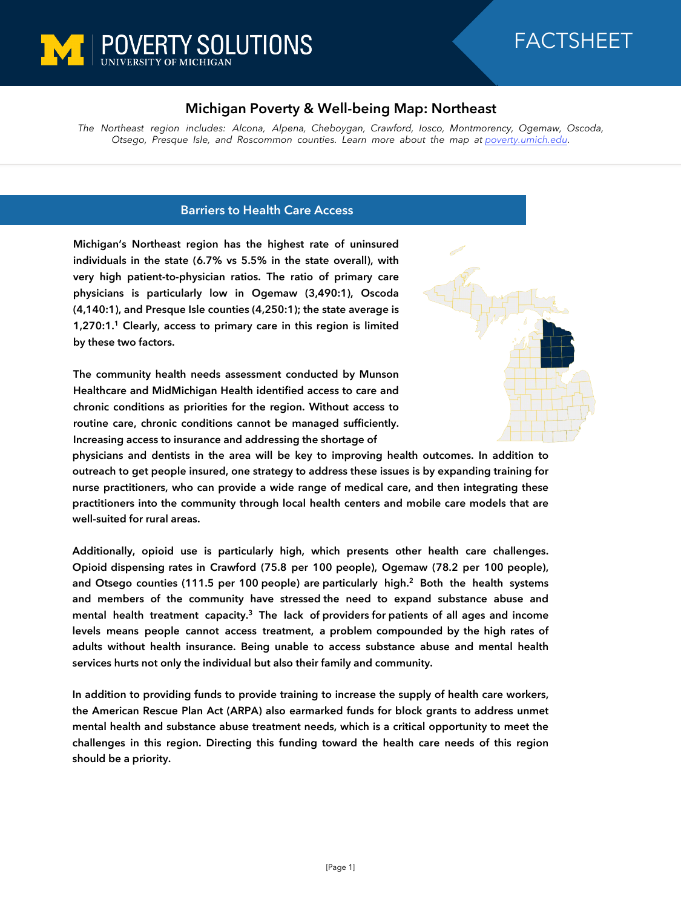POVERTY SOLUTIONS
UNIVERSITY OF MICHIGAN

FACTSHEET

# Michigan Poverty & Well-being Map: Northeast

*The Northeast region includes: Alcona, Alpena, Cheboygan, Crawford, Iosco, Montmorency, Ogemaw, Oscoda, Otsego, Presque Isle, and Roscommon counties. Learn more about the map at [poverty.umich.edu](poverty.umich.edu).*

## Barriers to Health Care Access

**Michigan's Northeast region has the highest rate of uninsured individuals in the state (6.7% vs 5.5% in the state overall), with very high patient-to-physician ratios. The ratio of primary care physicians is particularly low in Ogemaw (3,490:1), Oscoda (4,140:1), and Presque Isle counties (4,250:1); the state average is 1,270:1.[1] Clearly, access to primary care in this region is limited by these two factors.**

**The community health needs assessment conducted by Munson Healthcare and MidMichigan Health identified access to care and chronic conditions as priorities for the region. Without access to routine care, chronic conditions cannot be managed sufficiently. Increasing access to insurance and addressing the shortage of physicians and dentists in the area will be key to improving health outcomes. In addition to outreach to get people insured, one strategy to address these issues is by expanding training for nurse practitioners, who can provide a wide range of medical care, and then integrating these practitioners into the community through local health centers and mobile care models that are well-suited for rural areas.**

**Additionally, opioid use is particularly high, which presents other health care challenges. Opioid dispensing rates in Crawford (75.8 per 100 people), Ogemaw (78.2 per 100 people), and Otsego counties (111.5 per 100 people) are particularly high.[2] Both the health systems and members of the community have stressed the need to expand substance abuse and mental health treatment capacity.[3] The lack of providers for patients of all ages and income levels means people cannot access treatment, a problem compounded by the high rates of adults without health insurance. Being unable to access substance abuse and mental health services hurts not only the individual but also their family and community.**

**In addition to providing funds to provide training to increase the supply of health care workers, the American Rescue Plan Act (ARPA) also earmarked funds for block grants to address unmet mental health and substance abuse treatment needs, which is a critical opportunity to meet the challenges in this region. Directing this funding toward the health care needs of this region should be a priority.**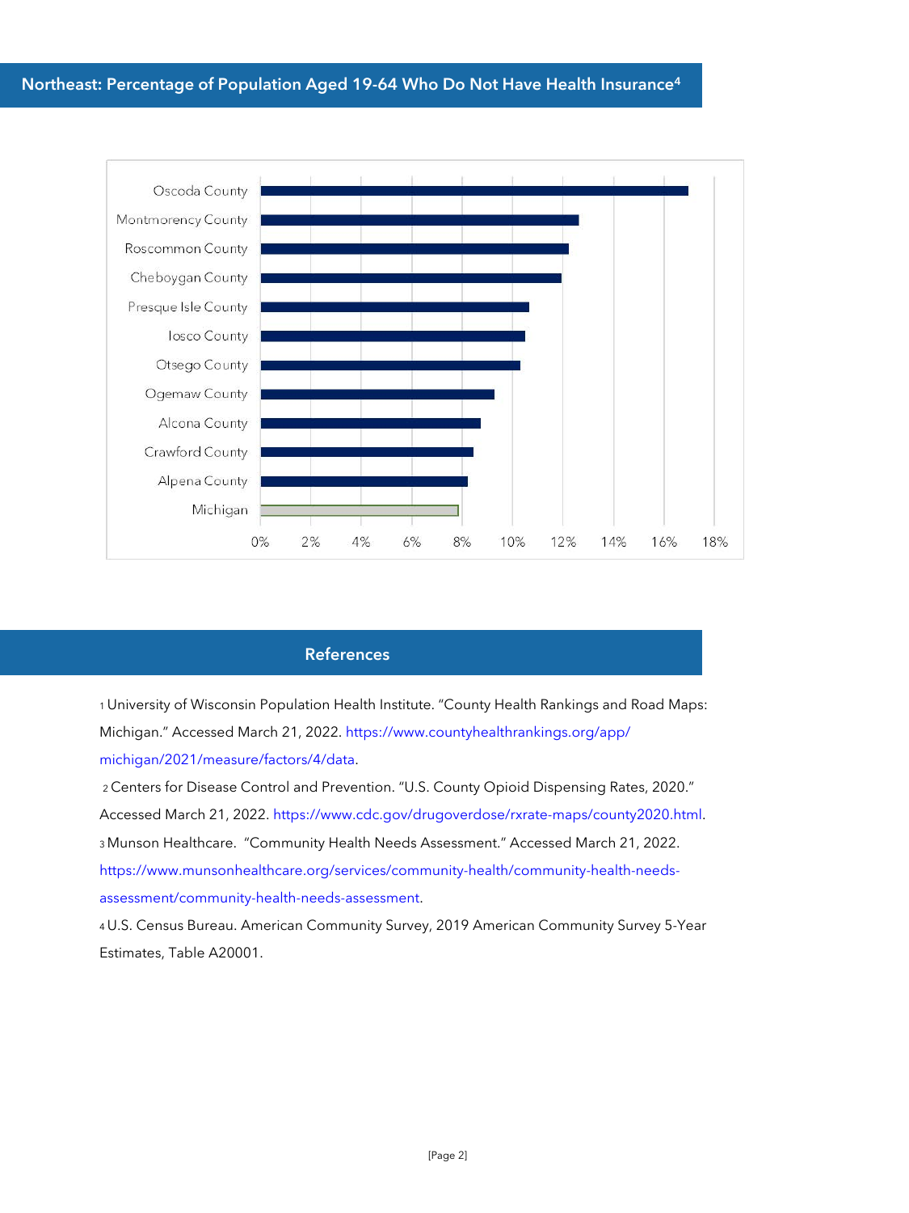## Northeast: Percentage of Population Aged 19-64 Who Do Not Have Health Insurance[4]

Oscoda County
Montmorency County
Roscommon County
Cheboygan County
Presque Isle County
Iosco County
Otsego County
Ogemaw County
Alcona County
Crawford County
Alpena County
Michigan

0% 2% 4% 6% 8% 10% 12% 14% 16% 18%

## References

1 University of Wisconsin Population Health Institute. "County Health Rankings and Road Maps: Michigan." Accessed March 21, 2022. https://www.countyhealthrankings.org/app/michigan/2021/measure/factors/4/data.

2 Centers for Disease Control and Prevention. "U.S. County Opioid Dispensing Rates, 2020." Accessed March 21, 2022. https://www.cdc.gov/drugoverdose/rxrate-maps/county2020.html.

3 Munson Healthcare. "Community Health Needs Assessment." Accessed March 21, 2022. https://www.munsonhealthcare.org/services/community-health/community-health-needs-assessment/community-health-needs-assessment.

4 U.S. Census Bureau. American Community Survey, 2019 American Community Survey 5-Year Estimates, Table A20001.